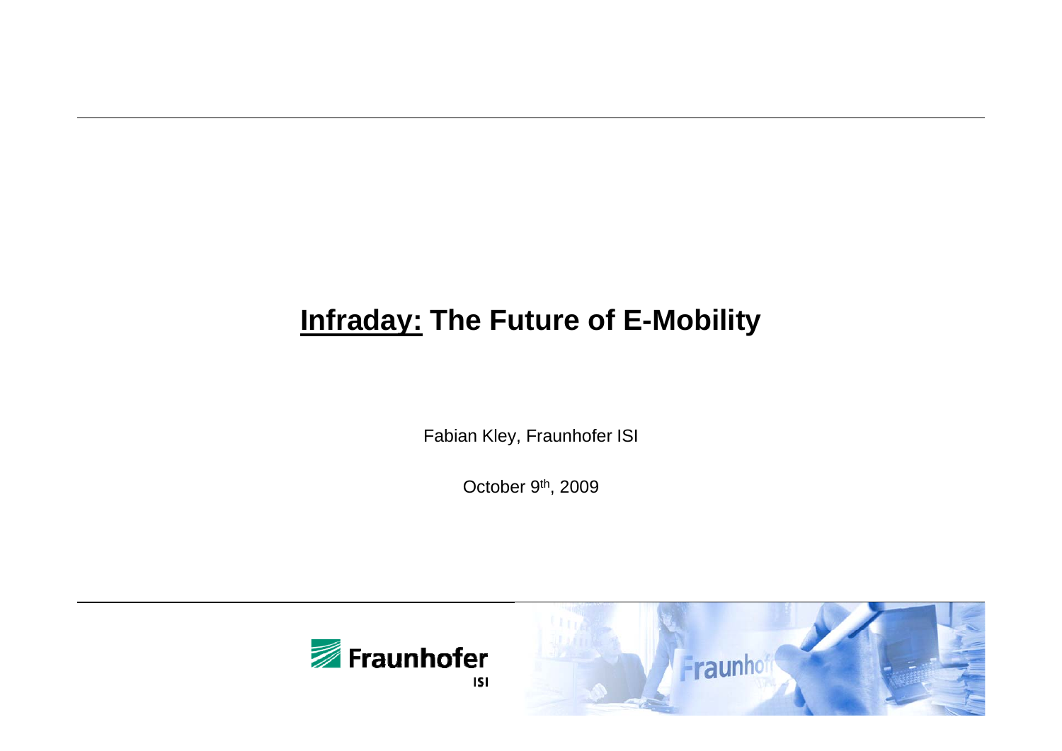# **<u>Infraday:</u> The Future of E-Mobility**

Fabian Kley, Fraunhofer ISI

October 9th, 2009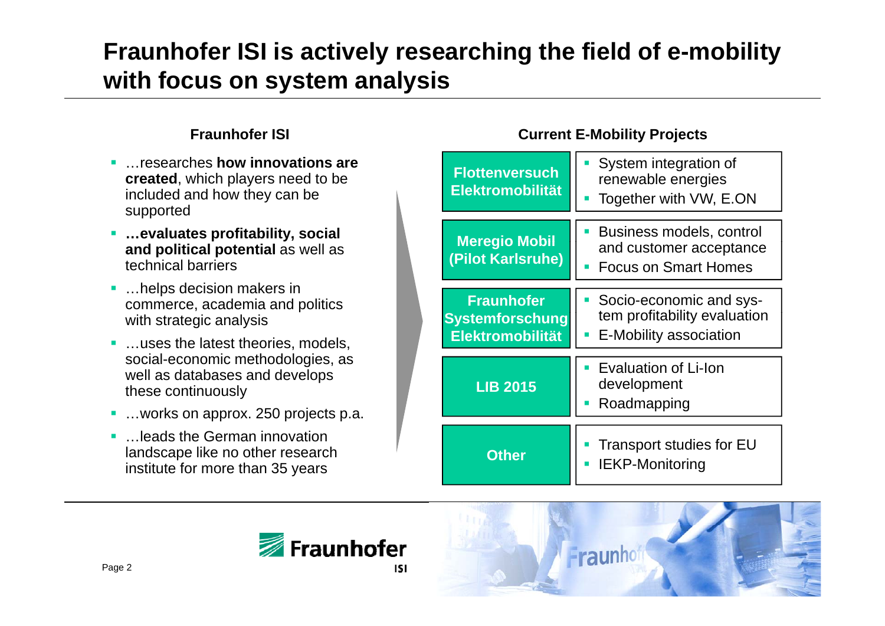# Fraunhofer ISI is actively researching the field of e-mobility with focus on system analysis

## Fraunhofer ISI

- …researches **how innovations are created**, which players need to be included and how they can be supported
- **…evaluates profitability, social and political potential** as well as technical barriers
- …helps decision makers in commerce, academia and politics with strategic analysis
- …uses the latest theories, models, social-economic methodologies, as well as databases and develops these continuously
- …works on approx. 250 projects p.a.
- …leads the German innovation landscape like no other research institute for more than 35 years

## Current E-Mobility Projects

| Project | Details |
|---|---|
| **Flottenversuch Elektromobilität** | System integration of renewable energies; Together with VW, E.ON |
| **Meregio Mobil (Pilot Karlsruhe)** | Business models, control and customer acceptance; Focus on Smart Homes |
| **Fraunhofer Systemforschung Elektromobilität** | Socio-economic and system profitability evaluation; E-Mobility association |
| **LIB 2015** | Evaluation of Li-Ion development; Roadmapping |
| **Other** | Transport studies for EU; IEKP-Monitoring |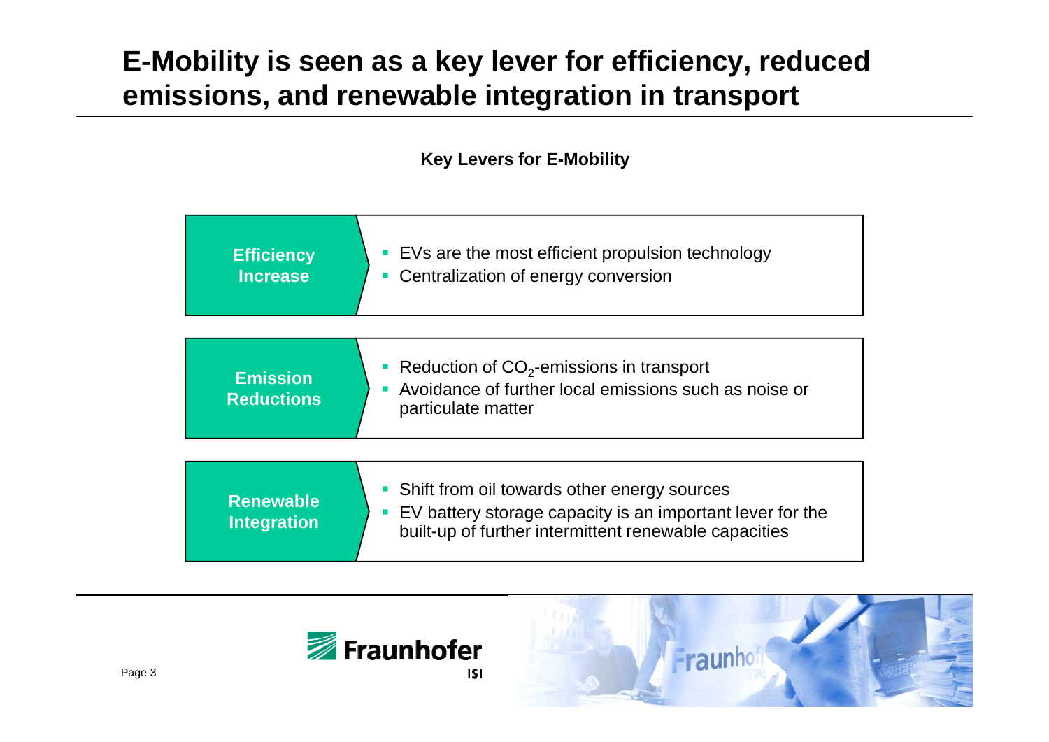# E-Mobility is seen as a key lever for efficiency, reduced emissions, and renewable integration in transport

**Key Levers for E-Mobility**

**Efficiency Increase**

- EVs are the most efficient propulsion technology
- Centralization of energy conversion

**Emission Reductions**

- Reduction of $CO_2$-emissions in transport
- Avoidance of further local emissions such as noise or particulate matter

**Renewable Integration**

- Shift from oil towards other energy sources
- EV battery storage capacity is an important lever for the built-up of further intermittent renewable capacities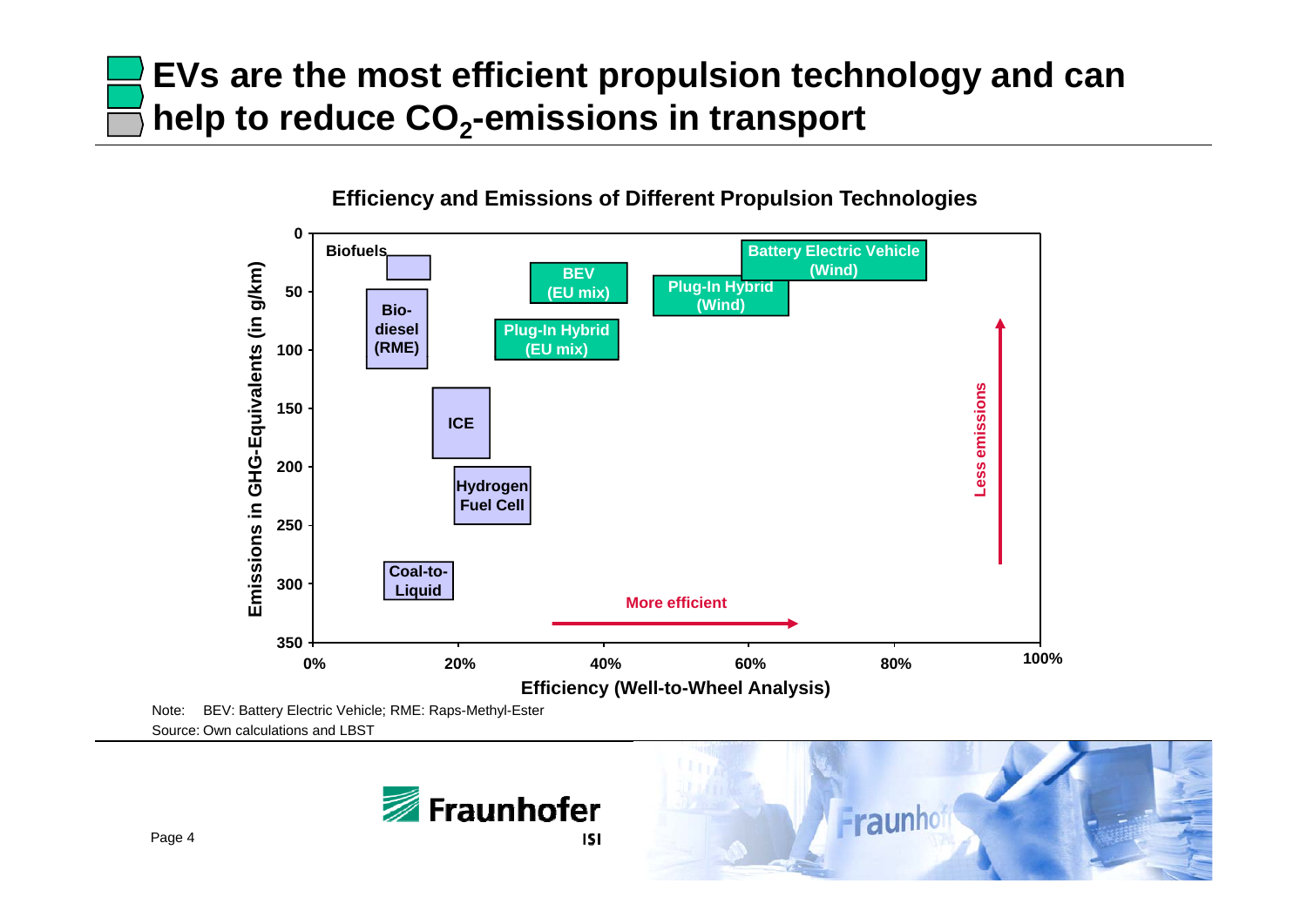# EVs are the most efficient propulsion technology and can help to reduce $CO_2$-emissions in transport

**Efficiency and Emissions of Different Propulsion Technologies**

Emissions in GHG-Equivalents (in g/km): 0, 50, 100, 150, 200, 250, 300, 350

Efficiency (Well-to-Wheel Analysis): 0%, 20%, 40%, 60%, 80%, 100%

- Biofuels
- Bio-diesel (RME)
- ICE
- Hydrogen Fuel Cell
- Coal-to-Liquid
- BEV (EU mix)
- Plug-In Hybrid (EU mix)
- Plug-In Hybrid (Wind)
- Battery Electric Vehicle (Wind)

More efficient →

Less emissions ↑

Note: BEV: Battery Electric Vehicle; RME: Raps-Methyl-Ester

Source: Own calculations and LBST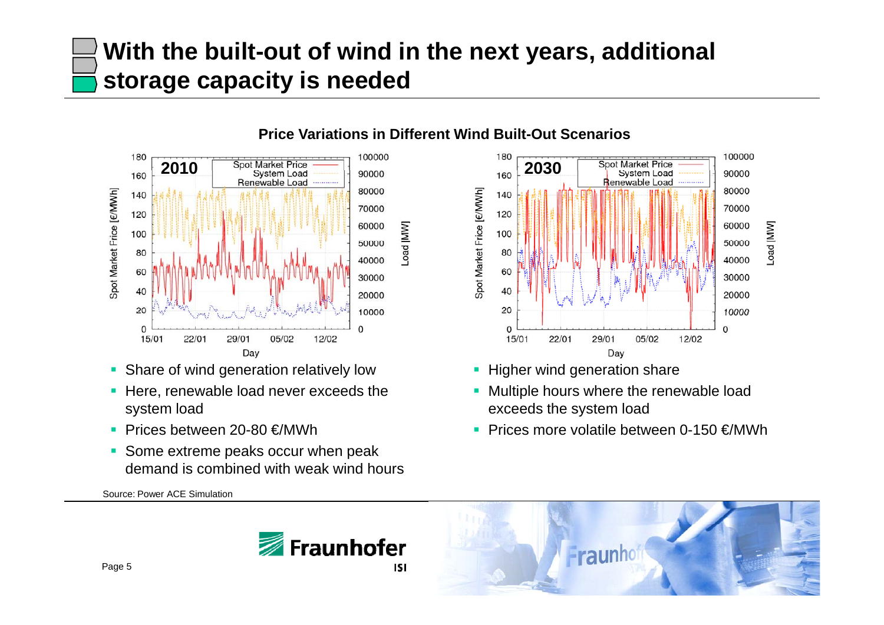# With the built-out of wind in the next years, additional storage capacity is needed

**Price Variations in Different Wind Built-Out Scenarios**

**2010**

- Share of wind generation relatively low
- Here, renewable load never exceeds the system load
- Prices between 20-80 €/MWh
- Some extreme peaks occur when peak demand is combined with weak wind hours

**2030**

- Higher wind generation share
- Multiple hours where the renewable load exceeds the system load
- Prices more volatile between 0-150 €/MWh

Source: Power ACE Simulation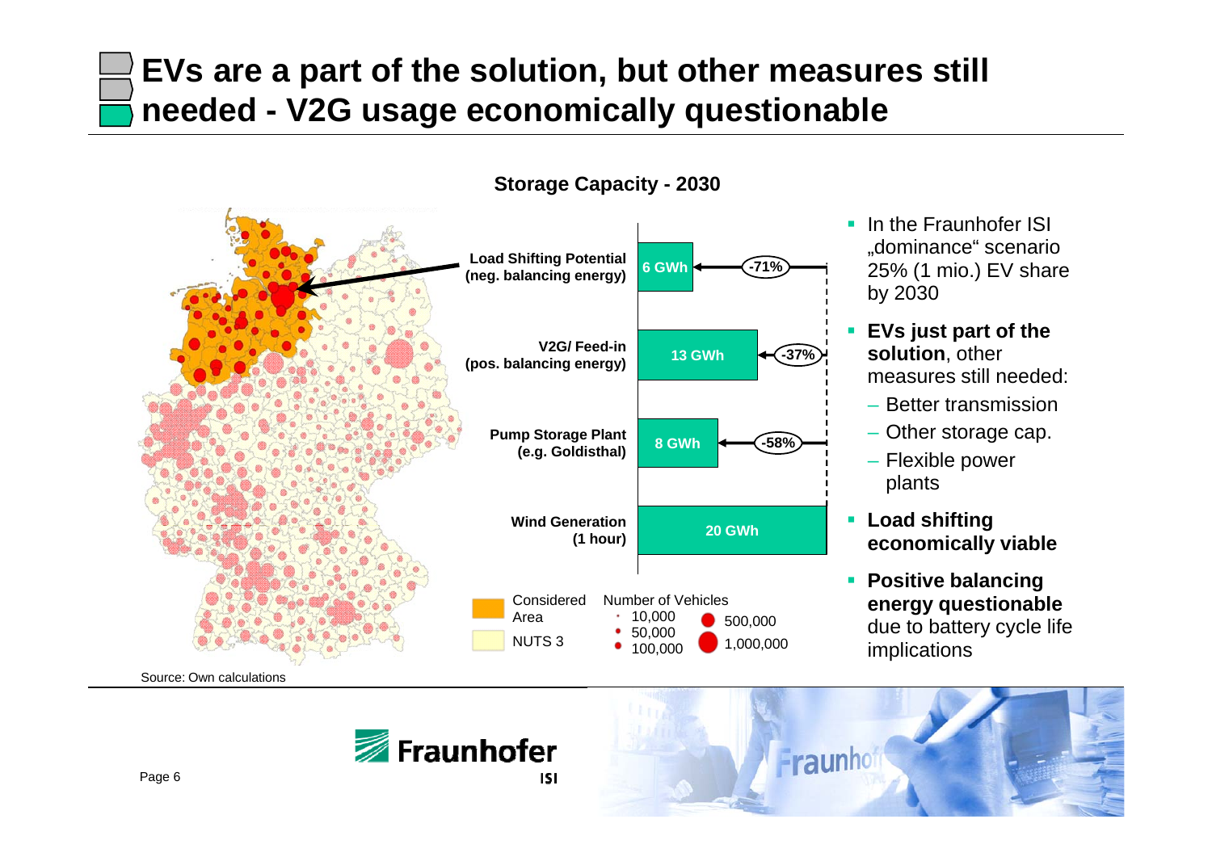# EVs are a part of the solution, but other measures still needed - V2G usage economically questionable

**Storage Capacity - 2030**

| | Storage Capacity | Change vs. Wind Generation |
|---|---|---|
| **Load Shifting Potential (neg. balancing energy)** | 6 GWh | -71% |
| **V2G/ Feed-in (pos. balancing energy)** | 13 GWh | -37% |
| **Pump Storage Plant (e.g. Goldisthal)** | 8 GWh | -58% |
| **Wind Generation (1 hour)** | 20 GWh | |

Legend: Considered Area; NUTS 3

Number of Vehicles: 10,000; 50,000; 100,000; 500,000; 1,000,000

- In the Fraunhofer ISI „dominance“ scenario 25% (1 mio.) EV share by 2030
- **EVs just part of the solution**, other measures still needed:
  - Better transmission
  - Other storage cap.
  - Flexible power plants
- **Load shifting economically viable**
- **Positive balancing energy questionable** due to battery cycle life implications

Source: Own calculations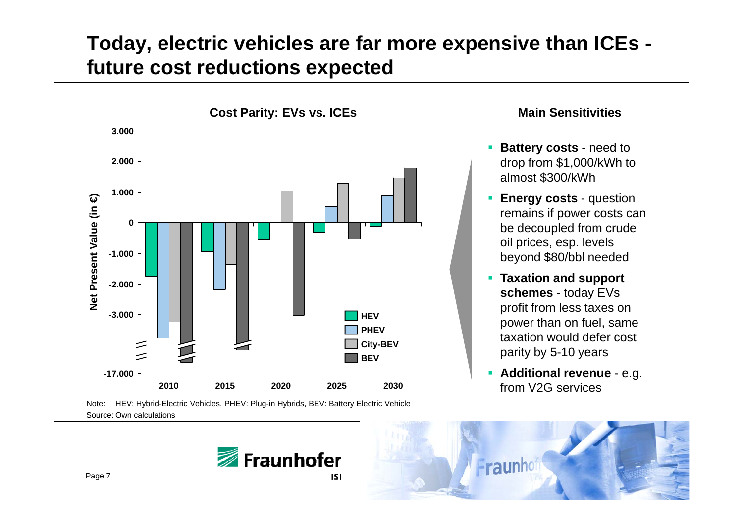# Today, electric vehicles are far more expensive than ICEs - future cost reductions expected

**Cost Parity: EVs vs. ICEs**

Net Present Value (in €)

3.000
2.000
1.000
0
-1.000
-2.000
-3.000
-17.000

2010 2015 2020 2025 2030

HEV
PHEV
City-BEV
BEV

Note: HEV: Hybrid-Electric Vehicles, PHEV: Plug-in Hybrids, BEV: Battery Electric Vehicle
Source: Own calculations

**Main Sensitivities**

- **Battery costs** - need to drop from $1,000/kWh to almost $300/kWh
- **Energy costs** - question remains if power costs can be decoupled from crude oil prices, esp. levels beyond $80/bbl needed
- **Taxation and support schemes** - today EVs profit from less taxes on power than on fuel, same taxation would defer cost parity by 5-10 years
- **Additional revenue** - e.g. from V2G services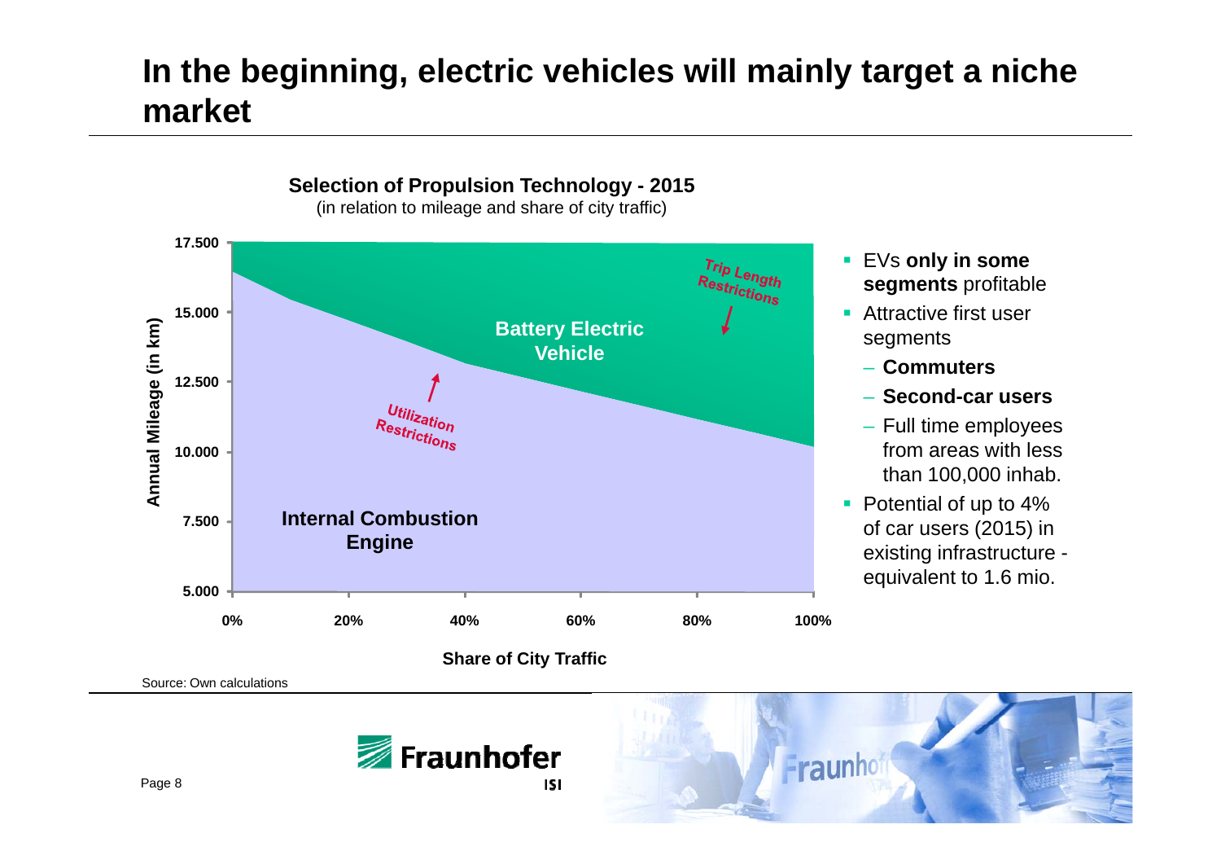# In the beginning, electric vehicles will mainly target a niche market

**Selection of Propulsion Technology - 2015**
(in relation to mileage and share of city traffic)

Annual Mileage (in km): 5.000, 7.500, 10.000, 12.500, 15.000, 17.500

Share of City Traffic: 0%, 20%, 40%, 60%, 80%, 100%

- Battery Electric Vehicle
- Internal Combustion Engine
- Trip Length Restrictions
- Utilization Restrictions

- EVs **only in some segments** profitable
- Attractive first user segments
  - **Commuters**
  - **Second-car users**
  - Full time employees from areas with less than 100,000 inhab.
- Potential of up to 4% of car users (2015) in existing infrastructure - equivalent to 1.6 mio.

Source: Own calculations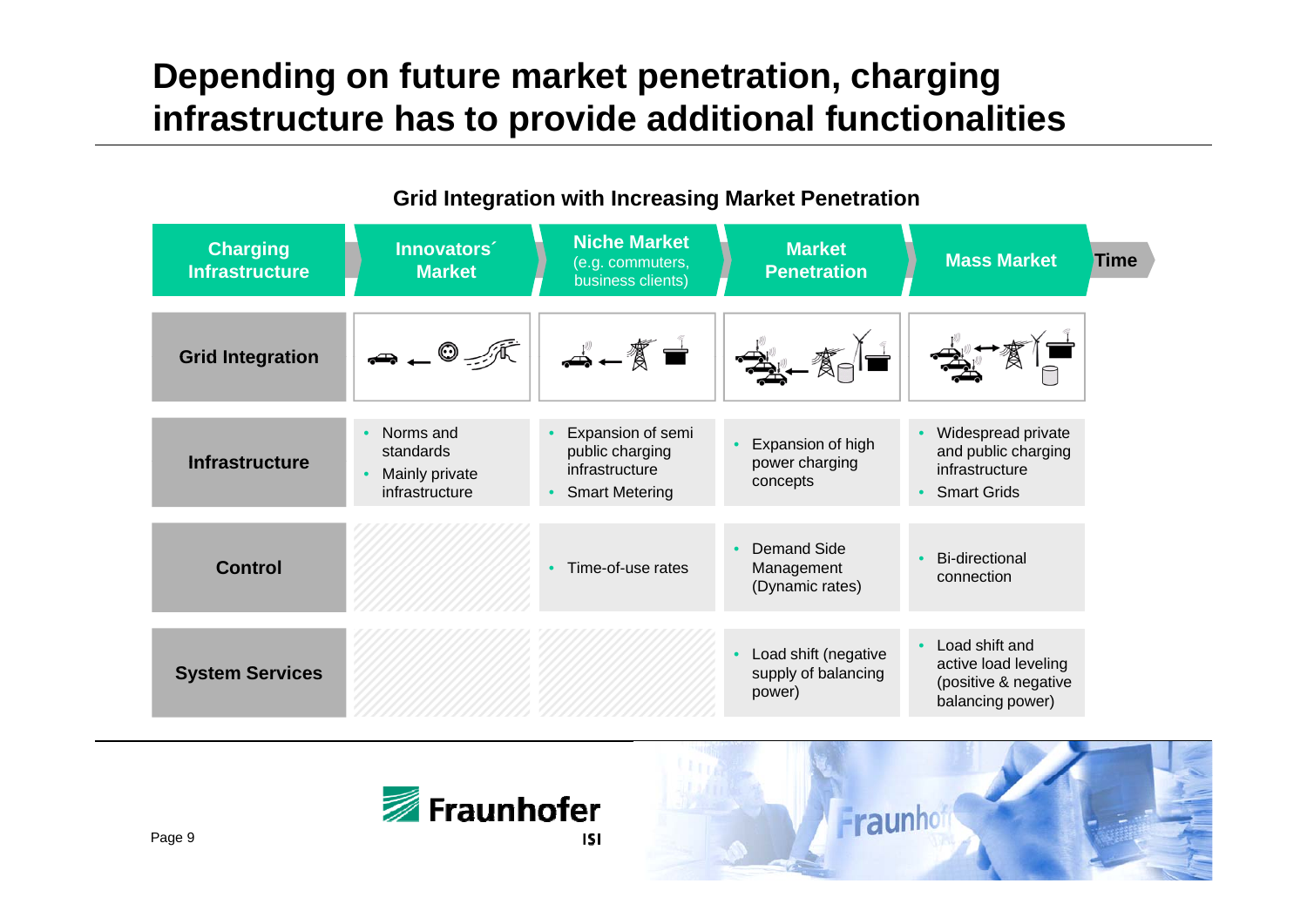# Depending on future market penetration, charging infrastructure has to provide additional functionalities

## Grid Integration with Increasing Market Penetration

| Charging Infrastructure | Innovators´ Market | Niche Market (e.g. commuters, business clients) | Market Penetration | Mass Market |
|---|---|---|---|---|
| **Grid Integration** | | | | |
| **Infrastructure** | • Norms and standards<br>• Mainly private infrastructure | • Expansion of semi public charging infrastructure<br>• Smart Metering | • Expansion of high power charging concepts | • Widespread private and public charging infrastructure<br>• Smart Grids |
| **Control** | | • Time-of-use rates | • Demand Side Management (Dynamic rates) | • Bi-directional connection |
| **System Services** | | | • Load shift (negative supply of balancing power) | • Load shift and active load leveling (positive & negative balancing power) |

Time →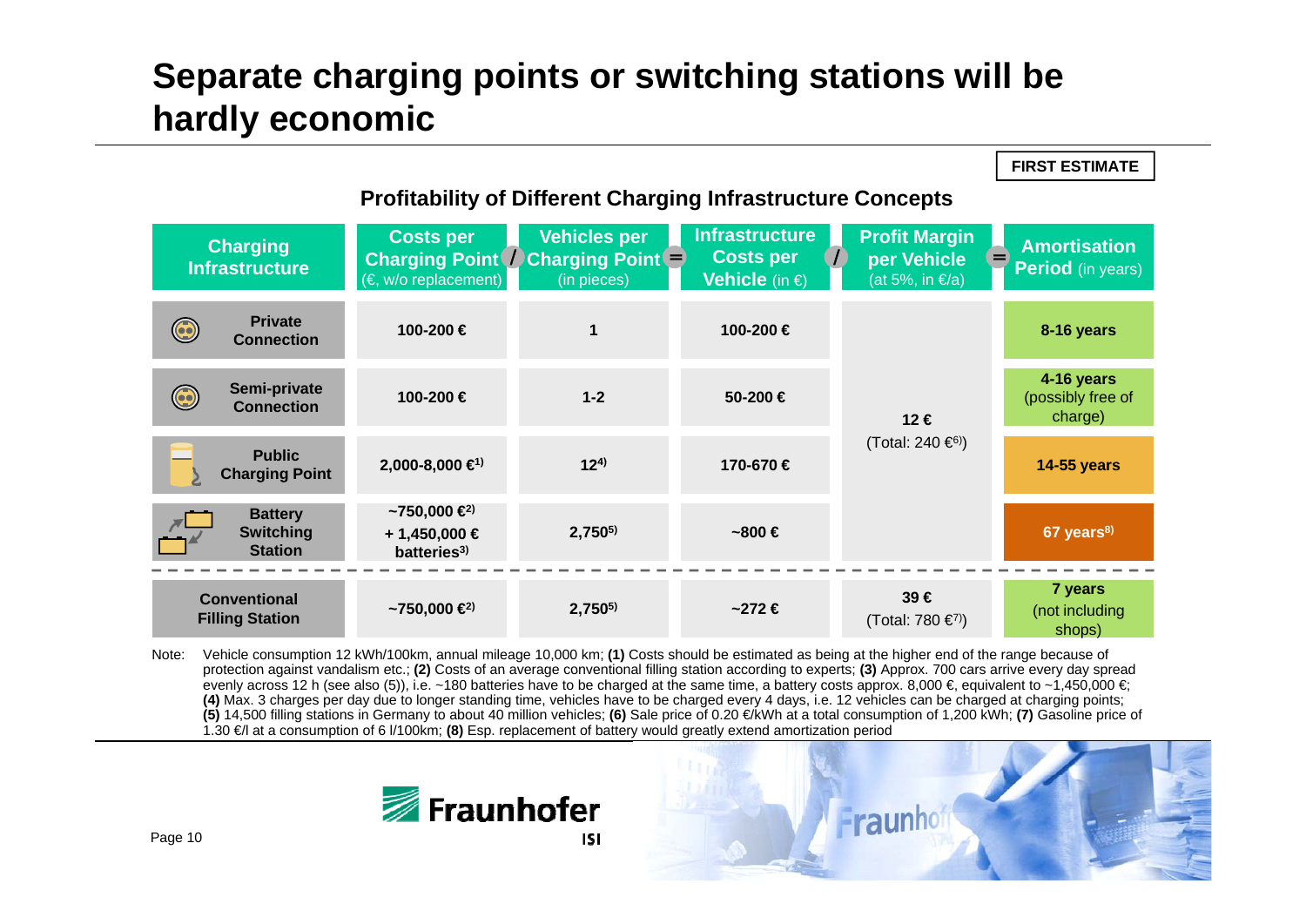# Separate charging points or switching stations will be hardly economic

FIRST ESTIMATE

## Profitability of Different Charging Infrastructure Concepts

| Charging Infrastructure | Costs per Charging Point (€, w/o replacement) | / Vehicles per Charging Point (in pieces) | = Infrastructure Costs per Vehicle (in €) | / Profit Margin per Vehicle (at 5%, in €/a) | = Amortisation Period (in years) |
|---|---|---|---|---|---|
| Private Connection | 100-200 € | 1 | 100-200 € | 12 € (Total: 240 €[6]) | 8-16 years |
| Semi-private Connection | 100-200 € | 1-2 | 50-200 € | | 4-16 years (possibly free of charge) |
| Public Charging Point | 2,000-8,000 €[1] | 12[4] | 170-670 € | | 14-55 years |
| Battery Switching Station | ~750,000 €[2] + 1,450,000 € batteries[3] | 2,750[5] | ~800 € | | 67 years[8] |
| Conventional Filling Station | ~750,000 €[2] | 2,750[5] | ~272 € | 39 € (Total: 780 €[7]) | 7 years (not including shops) |

Note: Vehicle consumption 12 kWh/100km, annual mileage 10,000 km; **(1)** Costs should be estimated as being at the higher end of the range because of protection against vandalism etc.; **(2)** Costs of an average conventional filling station according to experts; **(3)** Approx. 700 cars arrive every day spread evenly across 12 h (see also (5)), i.e. ~180 batteries have to be charged at the same time, a battery costs approx. 8,000 €, equivalent to ~1,450,000 €; **(4)** Max. 3 charges per day due to longer standing time, vehicles have to be charged every 4 days, i.e. 12 vehicles can be charged at charging points; **(5)** 14,500 filling stations in Germany to about 40 million vehicles; **(6)** Sale price of 0.20 €/kWh at a total consumption of 1,200 kWh; **(7)** Gasoline price of 1.30 €/l at a consumption of 6 l/100km; **(8)** Esp. replacement of battery would greatly extend amortization period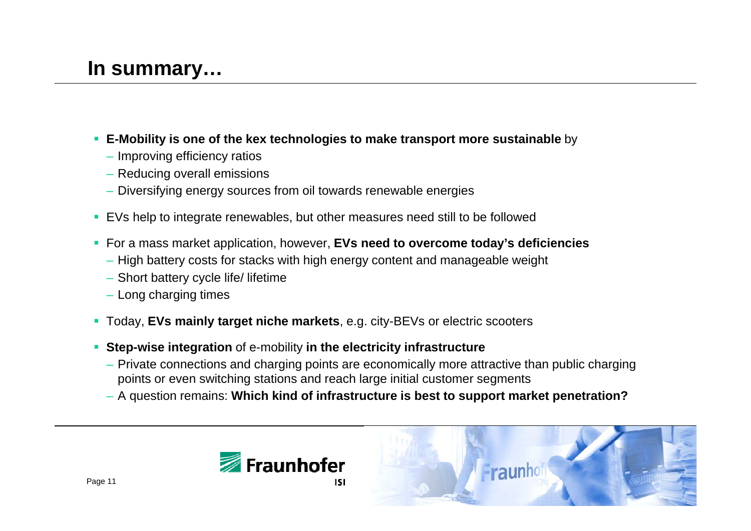# In summary…

- **E-Mobility is one of the kex technologies to make transport more sustainable** by
  - Improving efficiency ratios
  - Reducing overall emissions
  - Diversifying energy sources from oil towards renewable energies
- EVs help to integrate renewables, but other measures need still to be followed
- For a mass market application, however, **EVs need to overcome today's deficiencies**
  - High battery costs for stacks with high energy content and manageable weight
  - Short battery cycle life/ lifetime
  - Long charging times
- Today, **EVs mainly target niche markets**, e.g. city-BEVs or electric scooters
- **Step-wise integration** of e-mobility **in the electricity infrastructure**
  - Private connections and charging points are economically more attractive than public charging points or even switching stations and reach large initial customer segments
  - A question remains: **Which kind of infrastructure is best to support market penetration?**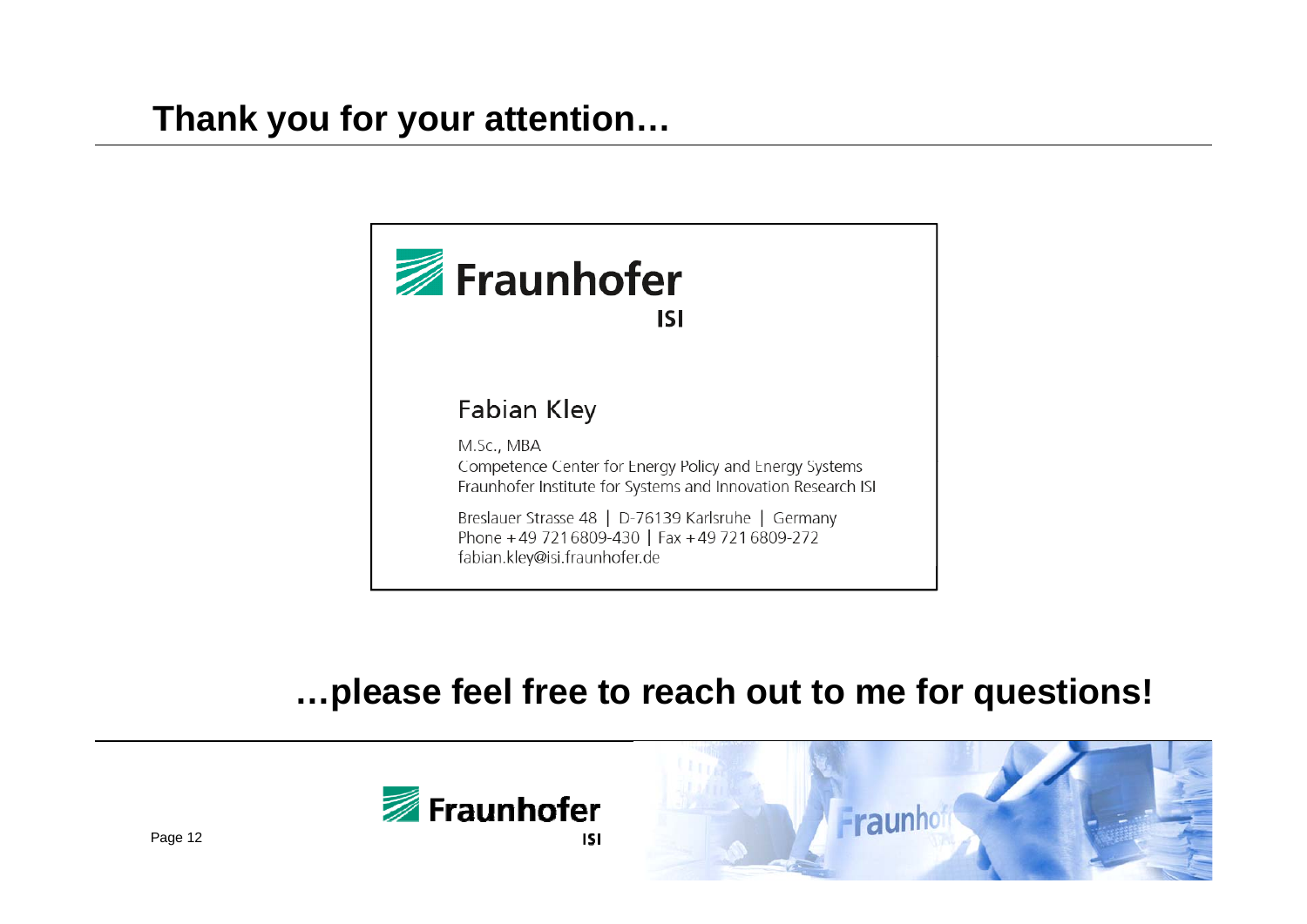# Thank you for your attention…

Fraunhofer ISI

**Fabian Kley**

M.Sc., MBA
Competence Center for Energy Policy and Energy Systems
Fraunhofer Institute for Systems and Innovation Research ISI

Breslauer Strasse 48 | D-76139 Karlsruhe | Germany
Phone +49 721 6809-430 | Fax +49 721 6809-272
fabian.kley@isi.fraunhofer.de

**…please feel free to reach out to me for questions!**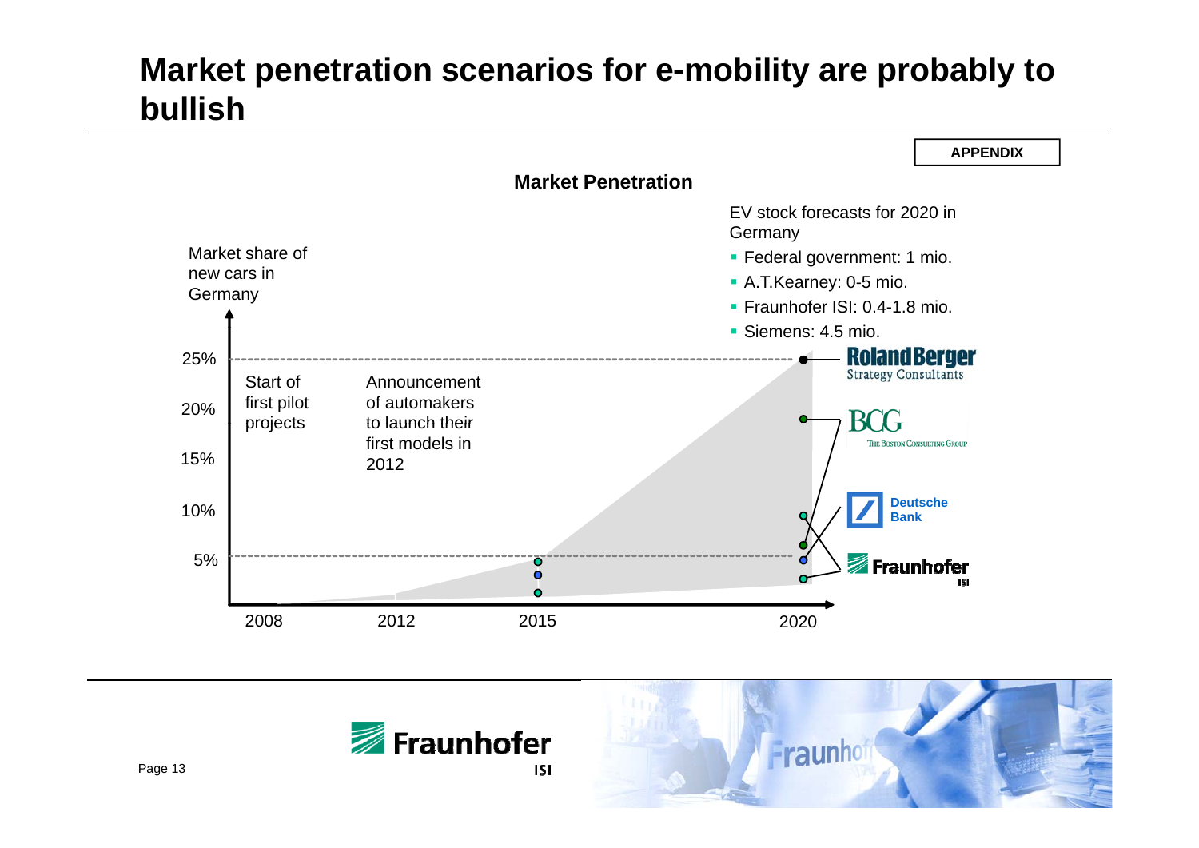# Market penetration scenarios for e-mobility are probably to bullish

APPENDIX

## Market Penetration

Market share of new cars in Germany

25%
20%
15%
10%
5%

2008 2012 2015 2020

Start of first pilot projects

Announcement of automakers to launch their first models in 2012

EV stock forecasts for 2020 in Germany

- Federal government: 1 mio.
- A.T.Kearney: 0-5 mio.
- Fraunhofer ISI: 0.4-1.8 mio.
- Siemens: 4.5 mio.

Roland Berger Strategy Consultants

BCG The Boston Consulting Group

Deutsche Bank

Fraunhofer ISI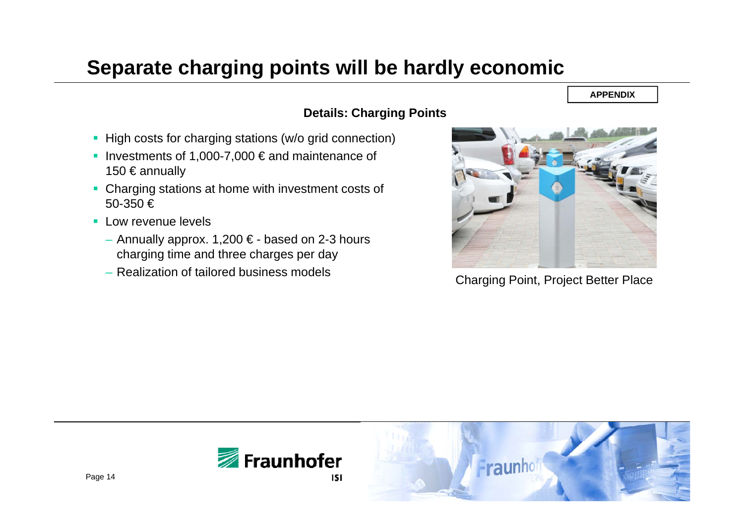# Separate charging points will be hardly economic

APPENDIX

## Details: Charging Points

- High costs for charging stations (w/o grid connection)
- Investments of 1,000-7,000 € and maintenance of 150 € annually
- Charging stations at home with investment costs of 50-350 €
- Low revenue levels
  - Annually approx. 1,200 € - based on 2-3 hours charging time and three charges per day
  - Realization of tailored business models

Charging Point, Project Better Place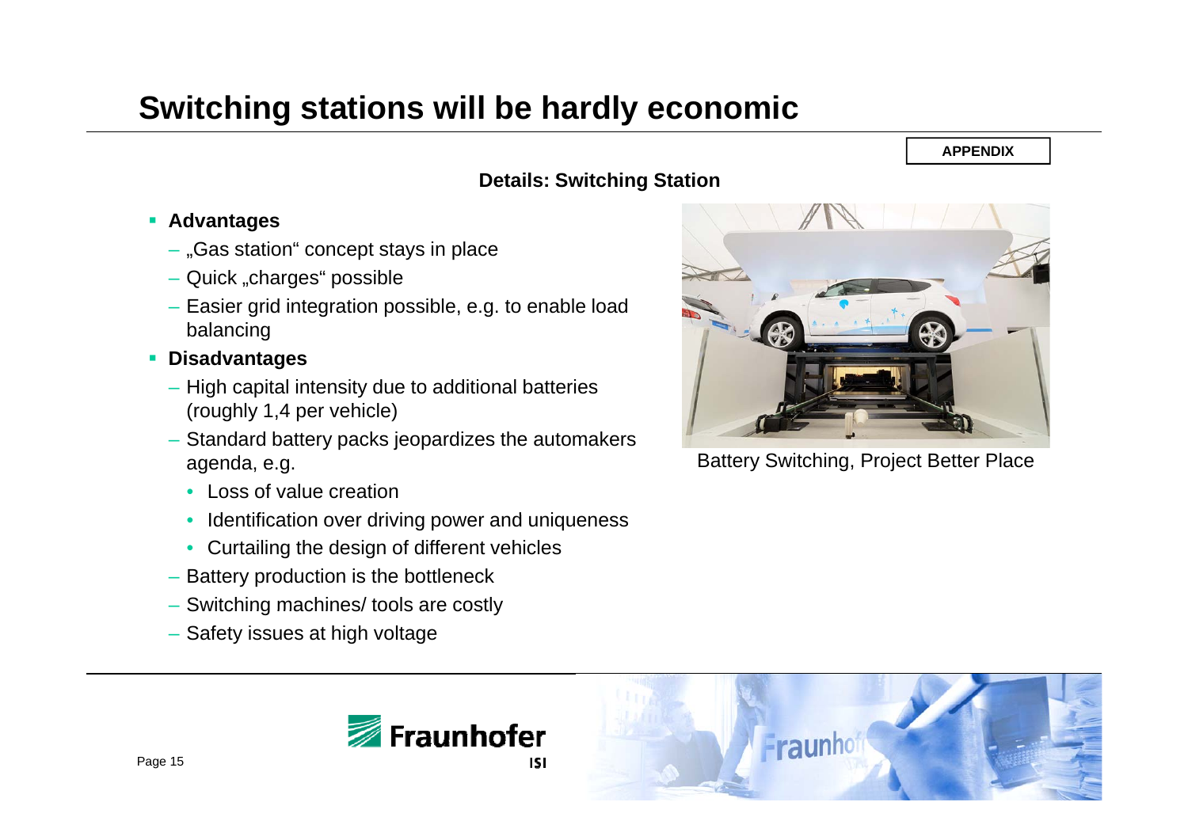# Switching stations will be hardly economic

APPENDIX

**Details: Switching Station**

- **Advantages**
  - „Gas station“ concept stays in place
  - Quick „charges“ possible
  - Easier grid integration possible, e.g. to enable load balancing
- **Disadvantages**
  - High capital intensity due to additional batteries (roughly 1,4 per vehicle)
  - Standard battery packs jeopardizes the automakers agenda, e.g.
    - Loss of value creation
    - Identification over driving power and uniqueness
    - Curtailing the design of different vehicles
  - Battery production is the bottleneck
  - Switching machines/ tools are costly
  - Safety issues at high voltage

Battery Switching, Project Better Place